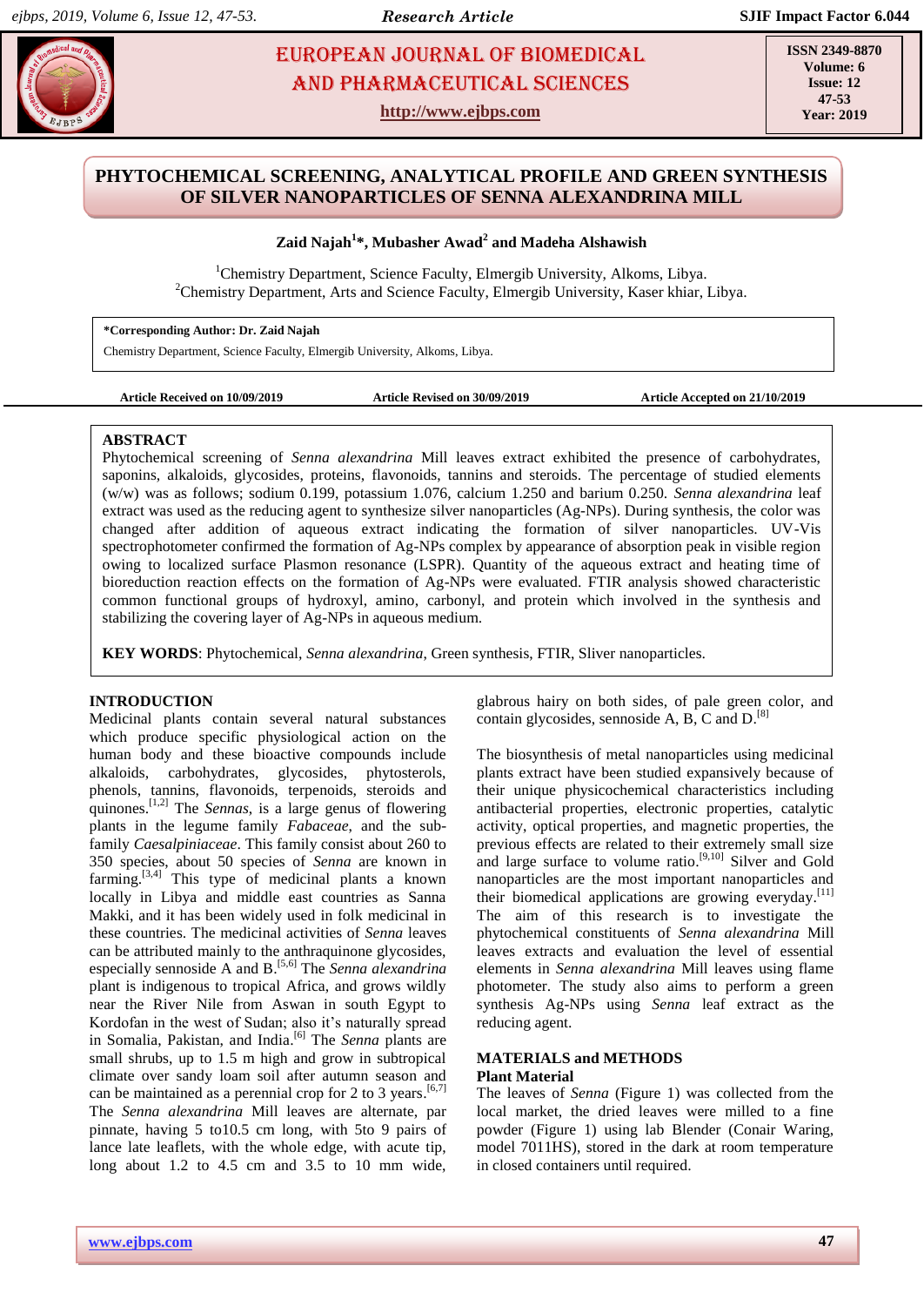# PHYTOCHEMICAL SCREENING, ANALYTICAL PROFILE AND GREEN SYNTHESIS OF SILVER NANOPARTICLES OF SENNA ALEXANDRINA MILL

**Zaid Najah[1]*, Mubasher Awad[2] and Madeha Alshawish**

[1]Chemistry Department, Science Faculty, Elmergib University, Alkoms, Libya.
[2]Chemistry Department, Arts and Science Faculty, Elmergib University, Kaser khiar, Libya.

**\*Corresponding Author: Dr. Zaid Najah**
Chemistry Department, Science Faculty, Elmergib University, Alkoms, Libya.

**Article Received on 10/09/2019** **Article Revised on 30/09/2019** **Article Accepted on 21/10/2019**

## ABSTRACT

Phytochemical screening of *Senna alexandrina* Mill leaves extract exhibited the presence of carbohydrates, saponins, alkaloids, glycosides, proteins, flavonoids, tannins and steroids. The percentage of studied elements (w/w) was as follows; sodium 0.199, potassium 1.076, calcium 1.250 and barium 0.250. *Senna alexandrina* leaf extract was used as the reducing agent to synthesize silver nanoparticles (Ag-NPs). During synthesis, the color was changed after addition of aqueous extract indicating the formation of silver nanoparticles. UV-Vis spectrophotometer confirmed the formation of Ag-NPs complex by appearance of absorption peak in visible region owing to localized surface Plasmon resonance (LSPR). Quantity of the aqueous extract and heating time of bioreduction reaction effects on the formation of Ag-NPs were evaluated. FTIR analysis showed characteristic common functional groups of hydroxyl, amino, carbonyl, and protein which involved in the synthesis and stabilizing the covering layer of Ag-NPs in aqueous medium.

**KEY WORDS**: Phytochemical, *Senna alexandrina*, Green synthesis, FTIR, Sliver nanoparticles.

## INTRODUCTION

Medicinal plants contain several natural substances which produce specific physiological action on the human body and these bioactive compounds include alkaloids, carbohydrates, glycosides, phytosterols, phenols, tannins, flavonoids, terpenoids, steroids and quinones.[1,2] The *Sennas*, is a large genus of flowering plants in the legume family *Fabaceae*, and the sub-family *Caesalpiniaceae*. This family consist about 260 to 350 species, about 50 species of *Senna* are known in farming.[3,4] This type of medicinal plants a known locally in Libya and middle east countries as Sanna Makki, and it has been widely used in folk medicinal in these countries. The medicinal activities of *Senna* leaves can be attributed mainly to the anthraquinone glycosides, especially sennoside A and B.[5,6] The *Senna alexandrina* plant is indigenous to tropical Africa, and grows wildly near the River Nile from Aswan in south Egypt to Kordofan in the west of Sudan; also it's naturally spread in Somalia, Pakistan, and India.[6] The *Senna* plants are small shrubs, up to 1.5 m high and grow in subtropical climate over sandy loam soil after autumn season and can be maintained as a perennial crop for 2 to 3 years.[6,7] The *Senna alexandrina* Mill leaves are alternate, par pinnate, having 5 to10.5 cm long, with 5to 9 pairs of lance late leaflets, with the whole edge, with acute tip, long about 1.2 to 4.5 cm and 3.5 to 10 mm wide, glabrous hairy on both sides, of pale green color, and contain glycosides, sennoside A, B, C and D.[8]

The biosynthesis of metal nanoparticles using medicinal plants extract have been studied expansively because of their unique physicochemical characteristics including antibacterial properties, electronic properties, catalytic activity, optical properties, and magnetic properties, the previous effects are related to their extremely small size and large surface to volume ratio.[9,10] Silver and Gold nanoparticles are the most important nanoparticles and their biomedical applications are growing everyday.[11] The aim of this research is to investigate the phytochemical constituents of *Senna alexandrina* Mill leaves extracts and evaluation the level of essential elements in *Senna alexandrina* Mill leaves using flame photometer. The study also aims to perform a green synthesis Ag-NPs using *Senna* leaf extract as the reducing agent.

## MATERIALS and METHODS

### Plant Material

The leaves of *Senna* (Figure 1) was collected from the local market, the dried leaves were milled to a fine powder (Figure 1) using lab Blender (Conair Waring, model 7011HS), stored in the dark at room temperature in closed containers until required.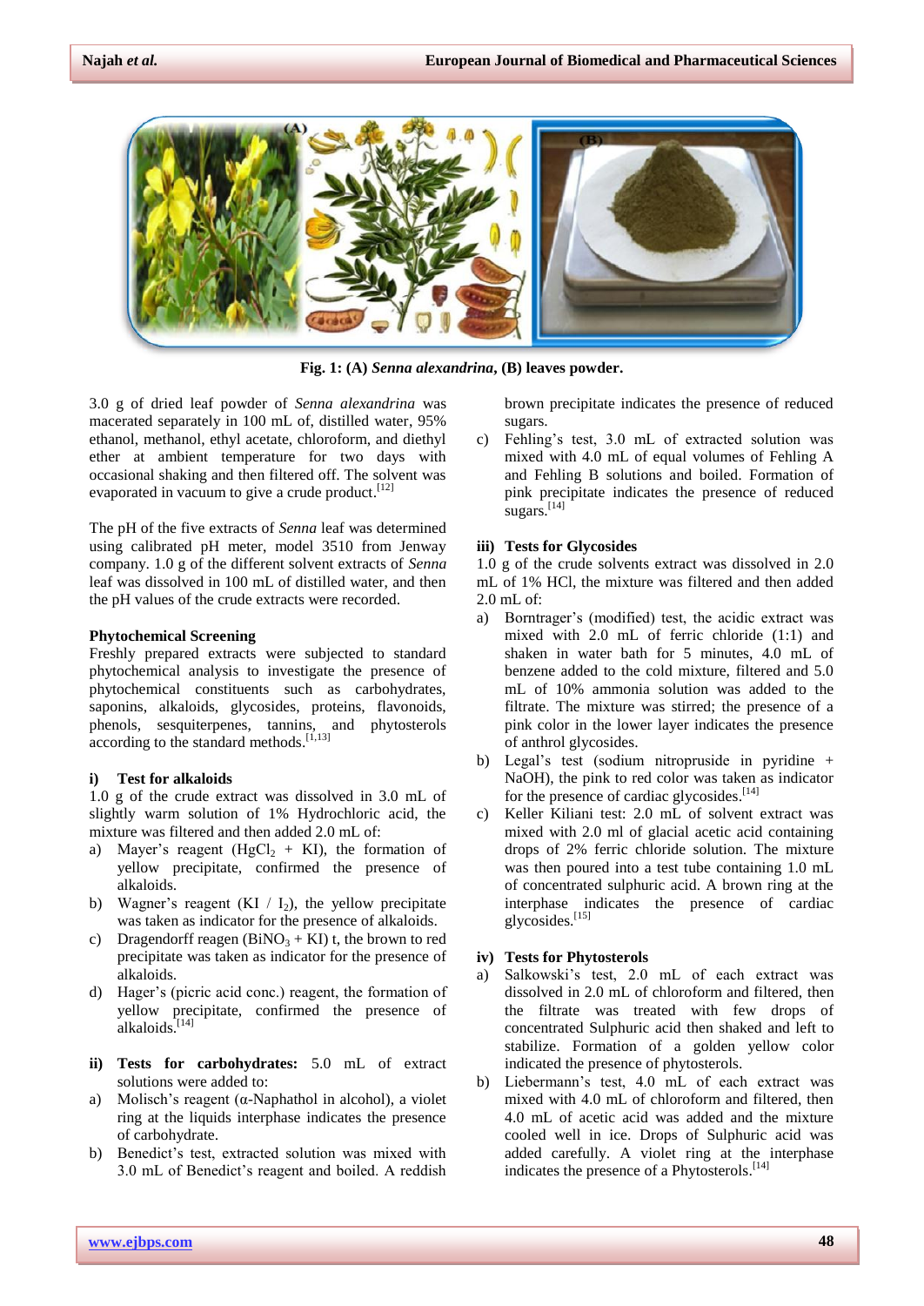**Fig. 1: (A)** ***Senna alexandrina*****, (B) leaves powder.**

3.0 g of dried leaf powder of *Senna alexandrina* was macerated separately in 100 mL of, distilled water, 95% ethanol, methanol, ethyl acetate, chloroform, and diethyl ether at ambient temperature for two days with occasional shaking and then filtered off. The solvent was evaporated in vacuum to give a crude product.[12]

The pH of the five extracts of *Senna* leaf was determined using calibrated pH meter, model 3510 from Jenway company. 1.0 g of the different solvent extracts of *Senna* leaf was dissolved in 100 mL of distilled water, and then the pH values of the crude extracts were recorded.

**Phytochemical Screening**

Freshly prepared extracts were subjected to standard phytochemical analysis to investigate the presence of phytochemical constituents such as carbohydrates, saponins, alkaloids, glycosides, proteins, flavonoids, phenols, sesquiterpenes, tannins, and phytosterols according to the standard methods.[1,13]

**i) Test for alkaloids**

1.0 g of the crude extract was dissolved in 3.0 mL of slightly warm solution of 1% Hydrochloric acid, the mixture was filtered and then added 2.0 mL of:

a) Mayer's reagent ($HgCl_2$ + KI), the formation of yellow precipitate, confirmed the presence of alkaloids.
b) Wagner's reagent (KI / $I_2$), the yellow precipitate was taken as indicator for the presence of alkaloids.
c) Dragendorff reagen ($BiNO_3$ + KI) t, the brown to red precipitate was taken as indicator for the presence of alkaloids.
d) Hager's (picric acid conc.) reagent, the formation of yellow precipitate, confirmed the presence of alkaloids.[14]

**ii) Tests for carbohydrates:** 5.0 mL of extract solutions were added to:

a) Molisch's reagent (α-Naphathol in alcohol), a violet ring at the liquids interphase indicates the presence of carbohydrate.
b) Benedict's test, extracted solution was mixed with 3.0 mL of Benedict's reagent and boiled. A reddish brown precipitate indicates the presence of reduced sugars.
c) Fehling's test, 3.0 mL of extracted solution was mixed with 4.0 mL of equal volumes of Fehling A and Fehling B solutions and boiled. Formation of pink precipitate indicates the presence of reduced sugars.[14]

**iii) Tests for Glycosides**

1.0 g of the crude solvents extract was dissolved in 2.0 mL of 1% HCl, the mixture was filtered and then added 2.0 mL of:

a) Borntrager's (modified) test, the acidic extract was mixed with 2.0 mL of ferric chloride (1:1) and shaken in water bath for 5 minutes, 4.0 mL of benzene added to the cold mixture, filtered and 5.0 mL of 10% ammonia solution was added to the filtrate. The mixture was stirred; the presence of a pink color in the lower layer indicates the presence of anthrol glycosides.
b) Legal's test (sodium nitropruside in pyridine + NaOH), the pink to red color was taken as indicator for the presence of cardiac glycosides.[14]
c) Keller Kiliani test: 2.0 mL of solvent extract was mixed with 2.0 ml of glacial acetic acid containing drops of 2% ferric chloride solution. The mixture was then poured into a test tube containing 1.0 mL of concentrated sulphuric acid. A brown ring at the interphase indicates the presence of cardiac glycosides.[15]

**iv) Tests for Phytosterols**

a) Salkowski's test, 2.0 mL of each extract was dissolved in 2.0 mL of chloroform and filtered, then the filtrate was treated with few drops of concentrated Sulphuric acid then shaked and left to stabilize. Formation of a golden yellow color indicated the presence of phytosterols.
b) Liebermann's test, 4.0 mL of each extract was mixed with 4.0 mL of chloroform and filtered, then 4.0 mL of acetic acid was added and the mixture cooled well in ice. Drops of Sulphuric acid was added carefully. A violet ring at the interphase indicates the presence of a Phytosterols.[14]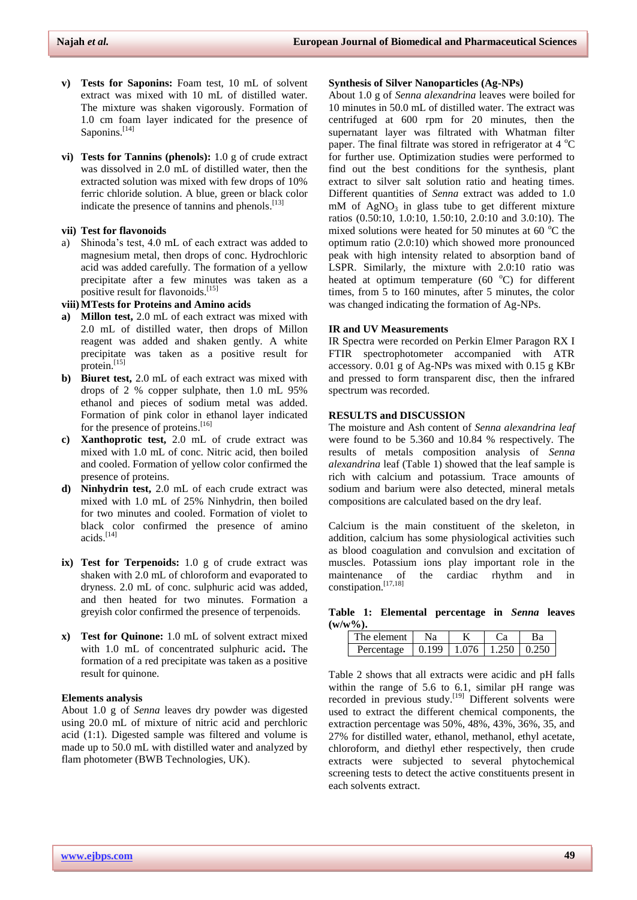v) **Tests for Saponins:** Foam test, 10 mL of solvent extract was mixed with 10 mL of distilled water. The mixture was shaken vigorously. Formation of 1.0 cm foam layer indicated for the presence of Saponins.[14]

vi) **Tests for Tannins (phenols):** 1.0 g of crude extract was dissolved in 2.0 mL of distilled water, then the extracted solution was mixed with few drops of 10% ferric chloride solution. A blue, green or black color indicate the presence of tannins and phenols.[13]

vii) **Test for flavonoids**

a) Shinoda's test, 4.0 mL of each extract was added to magnesium metal, then drops of conc. Hydrochloric acid was added carefully. The formation of a yellow precipitate after a few minutes was taken as a positive result for flavonoids.[15]

viii) **MTests for Proteins and Amino acids**

a) **Millon test,** 2.0 mL of each extract was mixed with 2.0 mL of distilled water, then drops of Millon reagent was added and shaken gently. A white precipitate was taken as a positive result for protein.[15]

b) **Biuret test,** 2.0 mL of each extract was mixed with drops of 2 % copper sulphate, then 1.0 mL 95% ethanol and pieces of sodium metal was added. Formation of pink color in ethanol layer indicated for the presence of proteins.[16]

c) **Xanthoprotic test,** 2.0 mL of crude extract was mixed with 1.0 mL of conc. Nitric acid, then boiled and cooled. Formation of yellow color confirmed the presence of proteins.

d) **Ninhydrin test,** 2.0 mL of each crude extract was mixed with 1.0 mL of 25% Ninhydrin, then boiled for two minutes and cooled. Formation of violet to black color confirmed the presence of amino acids.[14]

ix) **Test for Terpenoids:** 1.0 g of crude extract was shaken with 2.0 mL of chloroform and evaporated to dryness. 2.0 mL of conc. sulphuric acid was added, and then heated for two minutes. Formation a greyish color confirmed the presence of terpenoids.

x) **Test for Quinone:** 1.0 mL of solvent extract mixed with 1.0 mL of concentrated sulphuric acid**.** The formation of a red precipitate was taken as a positive result for quinone.

**Elements analysis**

About 1.0 g of *Senna* leaves dry powder was digested using 20.0 mL of mixture of nitric acid and perchloric acid (1:1). Digested sample was filtered and volume is made up to 50.0 mL with distilled water and analyzed by flam photometer (BWB Technologies, UK).

**Synthesis of Silver Nanoparticles (Ag-NPs)**

About 1.0 g of *Senna alexandrina* leaves were boiled for 10 minutes in 50.0 mL of distilled water. The extract was centrifuged at 600 rpm for 20 minutes, then the supernatant layer was filtrated with Whatman filter paper. The final filtrate was stored in refrigerator at 4 $^oC$ for further use. Optimization studies were performed to find out the best conditions for the synthesis, plant extract to silver salt solution ratio and heating times. Different quantities of *Senna* extract was added to 1.0 mM of $AgNO_3$ in glass tube to get different mixture ratios (0.50:10, 1.0:10, 1.50:10, 2.0:10 and 3.0:10). The mixed solutions were heated for 50 minutes at 60 $^oC$ the optimum ratio (2.0:10) which showed more pronounced peak with high intensity related to absorption band of LSPR. Similarly, the mixture with 2.0:10 ratio was heated at optimum temperature (60 $^oC$) for different times, from 5 to 160 minutes, after 5 minutes, the color was changed indicating the formation of Ag-NPs.

**IR and UV Measurements**

IR Spectra were recorded on Perkin Elmer Paragon RX I FTIR spectrophotometer accompanied with ATR accessory. 0.01 g of Ag-NPs was mixed with 0.15 g KBr and pressed to form transparent disc, then the infrared spectrum was recorded.

**RESULTS and DISCUSSION**

The moisture and Ash content of *Senna alexandrina leaf* were found to be 5.360 and 10.84 % respectively. The results of metals composition analysis of *Senna alexandrina* leaf (Table 1) showed that the leaf sample is rich with calcium and potassium. Trace amounts of sodium and barium were also detected, mineral metals compositions are calculated based on the dry leaf.

Calcium is the main constituent of the skeleton, in addition, calcium has some physiological activities such as blood coagulation and convulsion and excitation of muscles. Potassium ions play important role in the maintenance of the cardiac rhythm and in constipation.[17,18]

**Table 1: Elemental percentage in *Senna* leaves (w/w%).**

| The element | Na | K | Ca | Ba |
|---|---|---|---|---|
| Percentage | 0.199 | 1.076 | 1.250 | 0.250 |

Table 2 shows that all extracts were acidic and pH falls within the range of 5.6 to 6.1, similar pH range was recorded in previous study.[19] Different solvents were used to extract the different chemical components, the extraction percentage was 50%, 48%, 43%, 36%, 35, and 27% for distilled water, ethanol, methanol, ethyl acetate, chloroform, and diethyl ether respectively, then crude extracts were subjected to several phytochemical screening tests to detect the active constituents present in each solvents extract.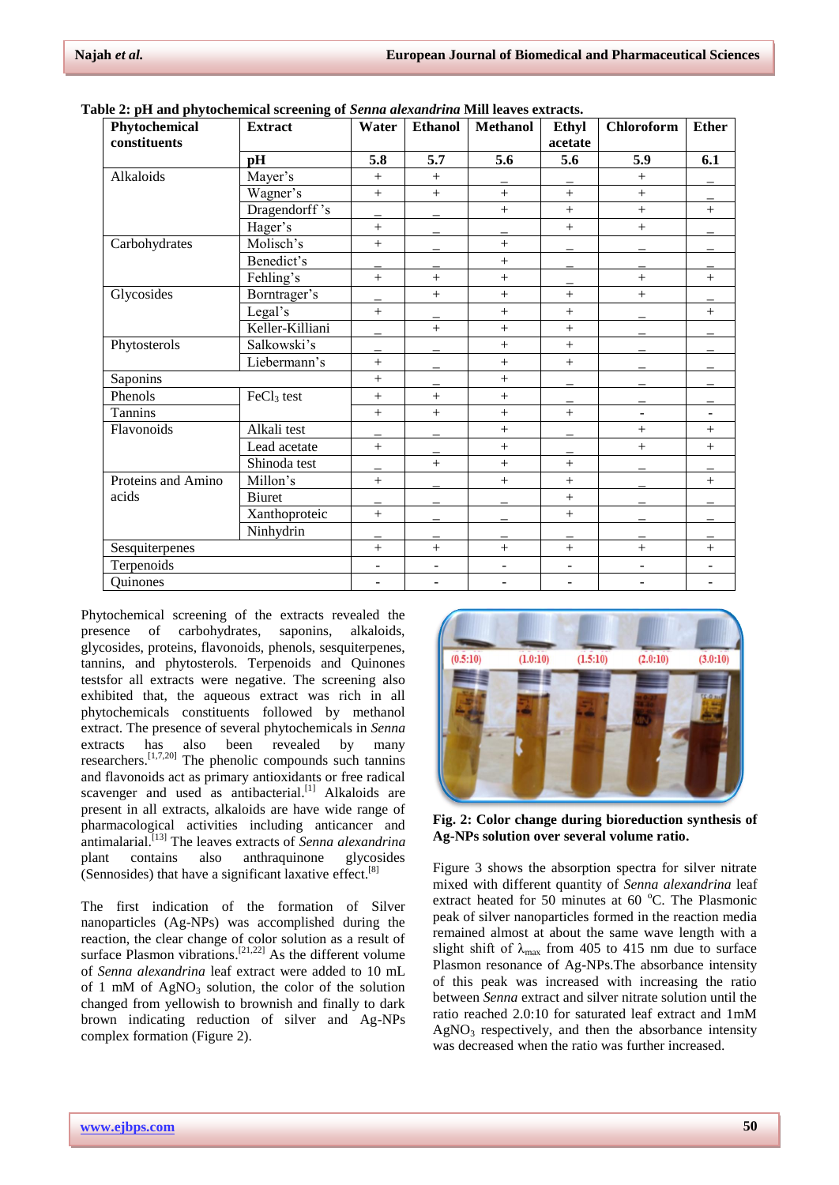**Table 2: pH and phytochemical screening of *Senna alexandrina* Mill leaves extracts.**

| Phytochemical constituents | Extract | Water | Ethanol | Methanol | Ethyl acetate | Chloroform | Ether |
|---|---|---|---|---|---|---|---|
| | **pH** | **5.8** | **5.7** | **5.6** | **5.6** | **5.9** | **6.1** |
| Alkaloids | Mayer's | + | + | _ | _ | + | _ |
| | Wagner's | + | + | + | + | + | _ |
| | Dragendorff 's | _ | _ | + | + | + | + |
| | Hager's | + | _ | _ | + | + | _ |
| Carbohydrates | Molisch's | + | _ | + | _ | _ | _ |
| | Benedict's | _ | _ | + | _ | _ | _ |
| | Fehling's | + | + | + | _ | + | + |
| Glycosides | Borntrager's | _ | + | + | + | + | _ |
| | Legal's | + | _ | + | + | _ | + |
| | Keller-Killiani | _ | + | + | + | _ | _ |
| Phytosterols | Salkowski's | _ | _ | + | + | _ | _ |
| | Liebermann's | + | _ | + | + | _ | _ |
| Saponins | | + | _ | + | _ | _ | _ |
| Phenols | FeCl$_3$ test | + | + | + | _ | _ | _ |
| Tannins | | + | + | + | + | - | - |
| Flavonoids | Alkali test | _ | _ | + | _ | + | + |
| | Lead acetate | + | _ | + | _ | + | + |
| | Shinoda test | _ | + | + | + | _ | _ |
| Proteins and Amino acids | Millon's | + | _ | + | + | _ | + |
| | Biuret | _ | _ | _ | + | _ | _ |
| | Xanthoproteic | + | _ | _ | + | _ | _ |
| | Ninhydrin | _ | _ | _ | _ | _ | _ |
| Sesquiterpenes | | + | + | + | + | + | + |
| Terpenoids | | - | - | - | - | - | - |
| Quinones | | - | - | - | - | - | - |

Phytochemical screening of the extracts revealed the presence of carbohydrates, saponins, alkaloids, glycosides, proteins, flavonoids, phenols, sesquiterpenes, tannins, and phytosterols. Terpenoids and Quinones testsfor all extracts were negative. The screening also exhibited that, the aqueous extract was rich in all phytochemicals constituents followed by methanol extract. The presence of several phytochemicals in *Senna* extracts has also been revealed by many researchers.[1,7,20] The phenolic compounds such tannins and flavonoids act as primary antioxidants or free radical scavenger and used as antibacterial.[1] Alkaloids are present in all extracts, alkaloids are have wide range of pharmacological activities including anticancer and antimalarial.[13] The leaves extracts of *Senna alexandrina* plant contains also anthraquinone glycosides (Sennosides) that have a significant laxative effect.[8]

The first indication of the formation of Silver nanoparticles (Ag-NPs) was accomplished during the reaction, the clear change of color solution as a result of surface Plasmon vibrations.[21,22] As the different volume of *Senna alexandrina* leaf extract were added to 10 mL of 1 mM of $AgNO_3$ solution, the color of the solution changed from yellowish to brownish and finally to dark brown indicating reduction of silver and Ag-NPs complex formation (Figure 2).

**Fig. 2: Color change during bioreduction synthesis of Ag-NPs solution over several volume ratio.**

Figure 3 shows the absorption spectra for silver nitrate mixed with different quantity of *Senna alexandrina* leaf extract heated for 50 minutes at 60 $^oC$. The Plasmonic peak of silver nanoparticles formed in the reaction media remained almost at about the same wave length with a slight shift of $\lambda_{max}$ from 405 to 415 nm due to surface Plasmon resonance of Ag-NPs.The absorbance intensity of this peak was increased with increasing the ratio between *Senna* extract and silver nitrate solution until the ratio reached 2.0:10 for saturated leaf extract and 1mM $AgNO_3$ respectively, and then the absorbance intensity was decreased when the ratio was further increased.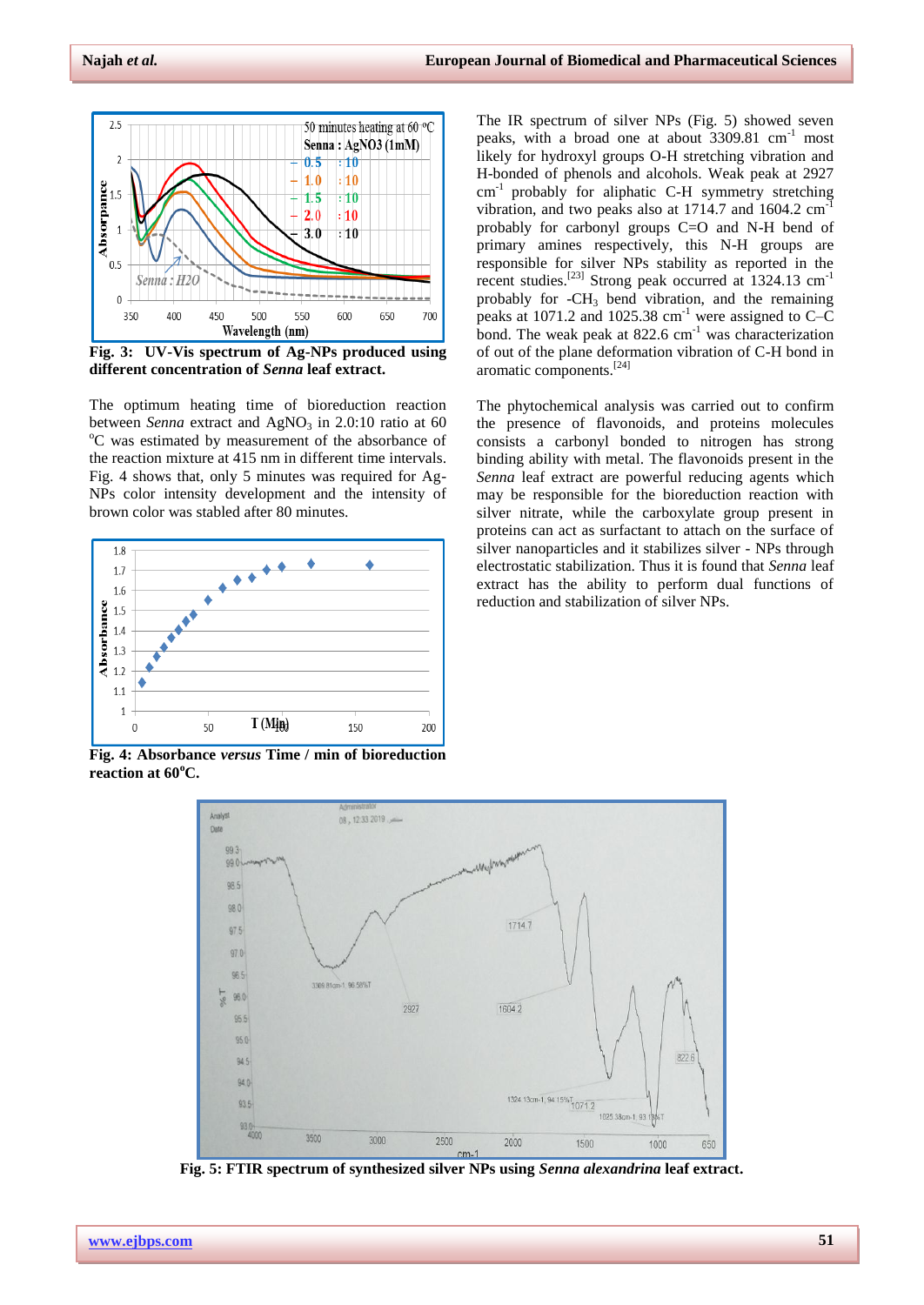**Fig. 3: UV-Vis spectrum of Ag-NPs produced using different concentration of *Senna* leaf extract.**

The optimum heating time of bioreduction reaction between *Senna* extract and $AgNO_3$ in 2.0:10 ratio at 60 °C was estimated by measurement of the absorbance of the reaction mixture at 415 nm in different time intervals. Fig. 4 shows that, only 5 minutes was required for Ag-NPs color intensity development and the intensity of brown color was stabled after 80 minutes.

**Fig. 4: Absorbance *versus* Time / min of bioreduction reaction at 60°C.**

The IR spectrum of silver NPs (Fig. 5) showed seven peaks, with a broad one at about 3309.81 $cm^{-1}$ most likely for hydroxyl groups O-H stretching vibration and H-bonded of phenols and alcohols. Weak peak at 2927 $cm^{-1}$ probably for aliphatic C-H symmetry stretching vibration, and two peaks also at 1714.7 and 1604.2 $cm^{-1}$ probably for carbonyl groups C=O and N-H bend of primary amines respectively, this N-H groups are responsible for silver NPs stability as reported in the recent studies.[23] Strong peak occurred at 1324.13 $cm^{-1}$ probably for $-CH_3$ bend vibration, and the remaining peaks at 1071.2 and 1025.38 $cm^{-1}$ were assigned to C–C bond. The weak peak at 822.6 $cm^{-1}$ was characterization of out of the plane deformation vibration of C-H bond in aromatic components.[24]

The phytochemical analysis was carried out to confirm the presence of flavonoids, and proteins molecules consists a carbonyl bonded to nitrogen has strong binding ability with metal. The flavonoids present in the *Senna* leaf extract are powerful reducing agents which may be responsible for the bioreduction reaction with silver nitrate, while the carboxylate group present in proteins can act as surfactant to attach on the surface of silver nanoparticles and it stabilizes silver - NPs through electrostatic stabilization. Thus it is found that *Senna* leaf extract has the ability to perform dual functions of reduction and stabilization of silver NPs.

**Fig. 5: FTIR spectrum of synthesized silver NPs using *Senna alexandrina* leaf extract.**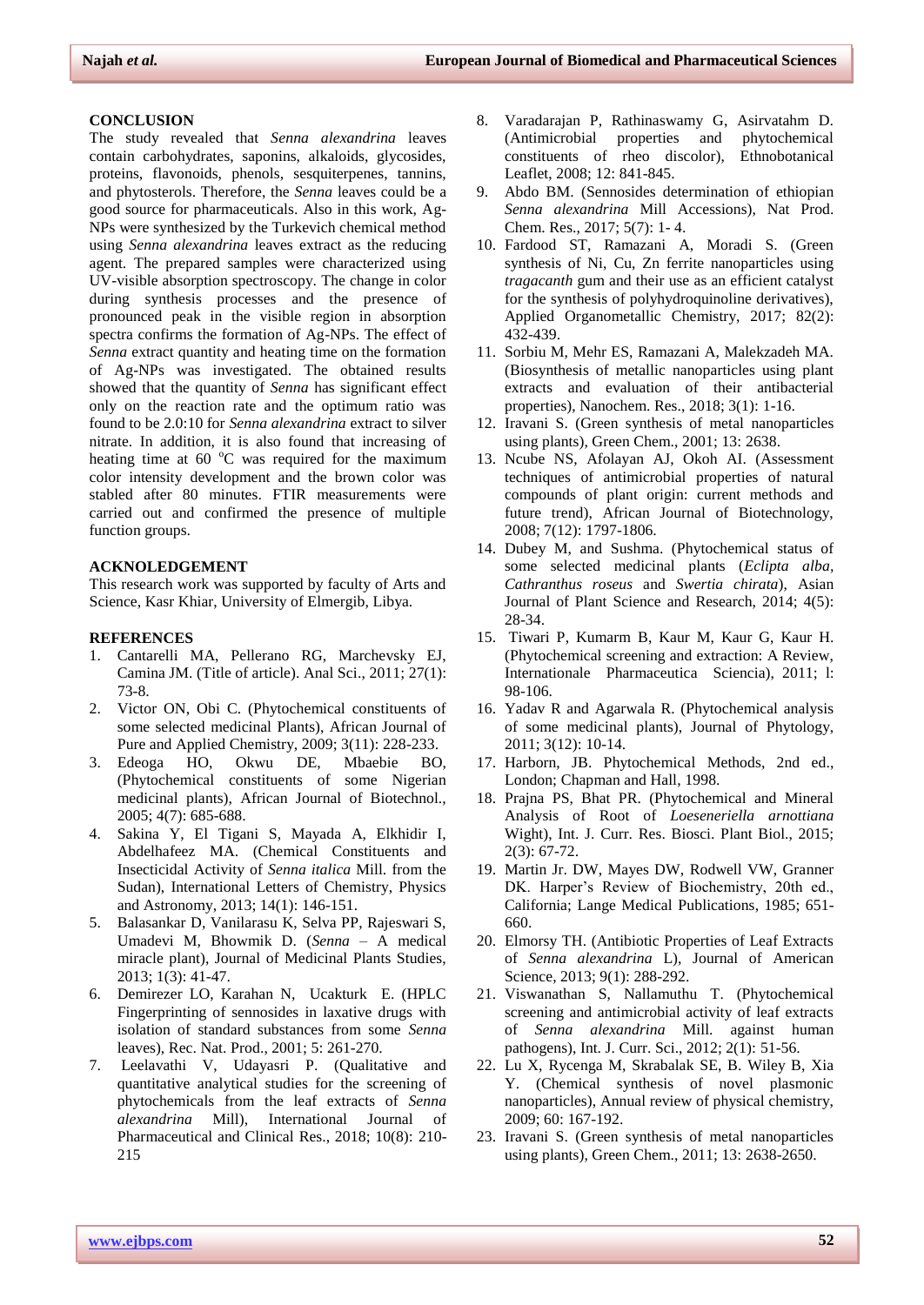## CONCLUSION

The study revealed that *Senna alexandrina* leaves contain carbohydrates, saponins, alkaloids, glycosides, proteins, flavonoids, phenols, sesquiterpenes, tannins, and phytosterols. Therefore, the *Senna* leaves could be a good source for pharmaceuticals. Also in this work, Ag-NPs were synthesized by the Turkevich chemical method using *Senna alexandrina* leaves extract as the reducing agent. The prepared samples were characterized using UV-visible absorption spectroscopy. The change in color during synthesis processes and the presence of pronounced peak in the visible region in absorption spectra confirms the formation of Ag-NPs. The effect of *Senna* extract quantity and heating time on the formation of Ag-NPs was investigated. The obtained results showed that the quantity of *Senna* has significant effect only on the reaction rate and the optimum ratio was found to be 2.0:10 for *Senna alexandrina* extract to silver nitrate. In addition, it is also found that increasing of heating time at 60 $^{o}C$ was required for the maximum color intensity development and the brown color was stabled after 80 minutes. FTIR measurements were carried out and confirmed the presence of multiple function groups.

## ACKNOLEDGEMENT

This research work was supported by faculty of Arts and Science, Kasr Khiar, University of Elmergib, Libya.

## REFERENCES

1. Cantarelli MA, Pellerano RG, Marchevsky EJ, Camina JM. (Title of article). Anal Sci., 2011; 27(1): 73-8.
2. Victor ON, Obi C. (Phytochemical constituents of some selected medicinal Plants), African Journal of Pure and Applied Chemistry, 2009; 3(11): 228-233.
3. Edeoga HO, Okwu DE, Mbaebie BO, (Phytochemical constituents of some Nigerian medicinal plants), African Journal of Biotechnol., 2005; 4(7): 685-688.
4. Sakina Y, El Tigani S, Mayada A, Elkhidir I, Abdelhafeez MA. (Chemical Constituents and Insecticidal Activity of *Senna italica* Mill. from the Sudan), International Letters of Chemistry, Physics and Astronomy, 2013; 14(1): 146-151.
5. Balasankar D, Vanilarasu K, Selva PP, Rajeswari S, Umadevi M, Bhowmik D. (*Senna* – A medical miracle plant), Journal of Medicinal Plants Studies, 2013; 1(3): 41-47.
6. Demirezer LO, Karahan N, Ucakturk E. (HPLC Fingerprinting of sennosides in laxative drugs with isolation of standard substances from some *Senna* leaves), Rec. Nat. Prod., 2001; 5: 261-270.
7. Leelavathi V, Udayasri P. (Qualitative and quantitative analytical studies for the screening of phytochemicals from the leaf extracts of *Senna alexandrina* Mill), International Journal of Pharmaceutical and Clinical Res., 2018; 10(8): 210-215
8. Varadarajan P, Rathinaswamy G, Asirvatahm D. (Antimicrobial properties and phytochemical constituents of rheo discolor), Ethnobotanical Leaflet, 2008; 12: 841-845.
9. Abdo BM. (Sennosides determination of ethiopian *Senna alexandrina* Mill Accessions), Nat Prod. Chem. Res., 2017; 5(7): 1- 4.
10. Fardood ST, Ramazani A, Moradi S. (Green synthesis of Ni, Cu, Zn ferrite nanoparticles using *tragacanth* gum and their use as an efficient catalyst for the synthesis of polyhydroquinoline derivatives), Applied Organometallic Chemistry, 2017; 82(2): 432-439.
11. Sorbiu M, Mehr ES, Ramazani A, Malekzadeh MA. (Biosynthesis of metallic nanoparticles using plant extracts and evaluation of their antibacterial properties), Nanochem. Res., 2018; 3(1): 1-16.
12. Iravani S. (Green synthesis of metal nanoparticles using plants), Green Chem., 2001; 13: 2638.
13. Ncube NS, Afolayan AJ, Okoh AI. (Assessment techniques of antimicrobial properties of natural compounds of plant origin: current methods and future trend), African Journal of Biotechnology, 2008; 7(12): 1797-1806.
14. Dubey M, and Sushma. (Phytochemical status of some selected medicinal plants (*Eclipta alba*, *Cathranthus roseus* and *Swertia chirata*), Asian Journal of Plant Science and Research, 2014; 4(5): 28-34.
15. Tiwari P, Kumarm B, Kaur M, Kaur G, Kaur H. (Phytochemical screening and extraction: A Review, Internationale Pharmaceutica Sciencia), 2011; l: 98-106.
16. Yadav R and Agarwala R. (Phytochemical analysis of some medicinal plants), Journal of Phytology, 2011; 3(12): 10-14.
17. Harborn, JB. Phytochemical Methods, 2nd ed., London; Chapman and Hall, 1998.
18. Prajna PS, Bhat PR. (Phytochemical and Mineral Analysis of Root of *Loeseneriella arnottiana* Wight), Int. J. Curr. Res. Biosci. Plant Biol., 2015; 2(3): 67-72.
19. Martin Jr. DW, Mayes DW, Rodwell VW, Granner DK. Harper's Review of Biochemistry, 20th ed., California; Lange Medical Publications, 1985; 651-660.
20. Elmorsy TH. (Antibiotic Properties of Leaf Extracts of *Senna alexandrina* L), Journal of American Science, 2013; 9(1): 288-292.
21. Viswanathan S, Nallamuthu T. (Phytochemical screening and antimicrobial activity of leaf extracts of *Senna alexandrina* Mill. against human pathogens), Int. J. Curr. Sci., 2012; 2(1): 51-56.
22. Lu X, Rycenga M, Skrabalak SE, B. Wiley B, Xia Y. (Chemical synthesis of novel plasmonic nanoparticles), Annual review of physical chemistry, 2009; 60: 167-192.
23. Iravani S. (Green synthesis of metal nanoparticles using plants), Green Chem., 2011; 13: 2638-2650.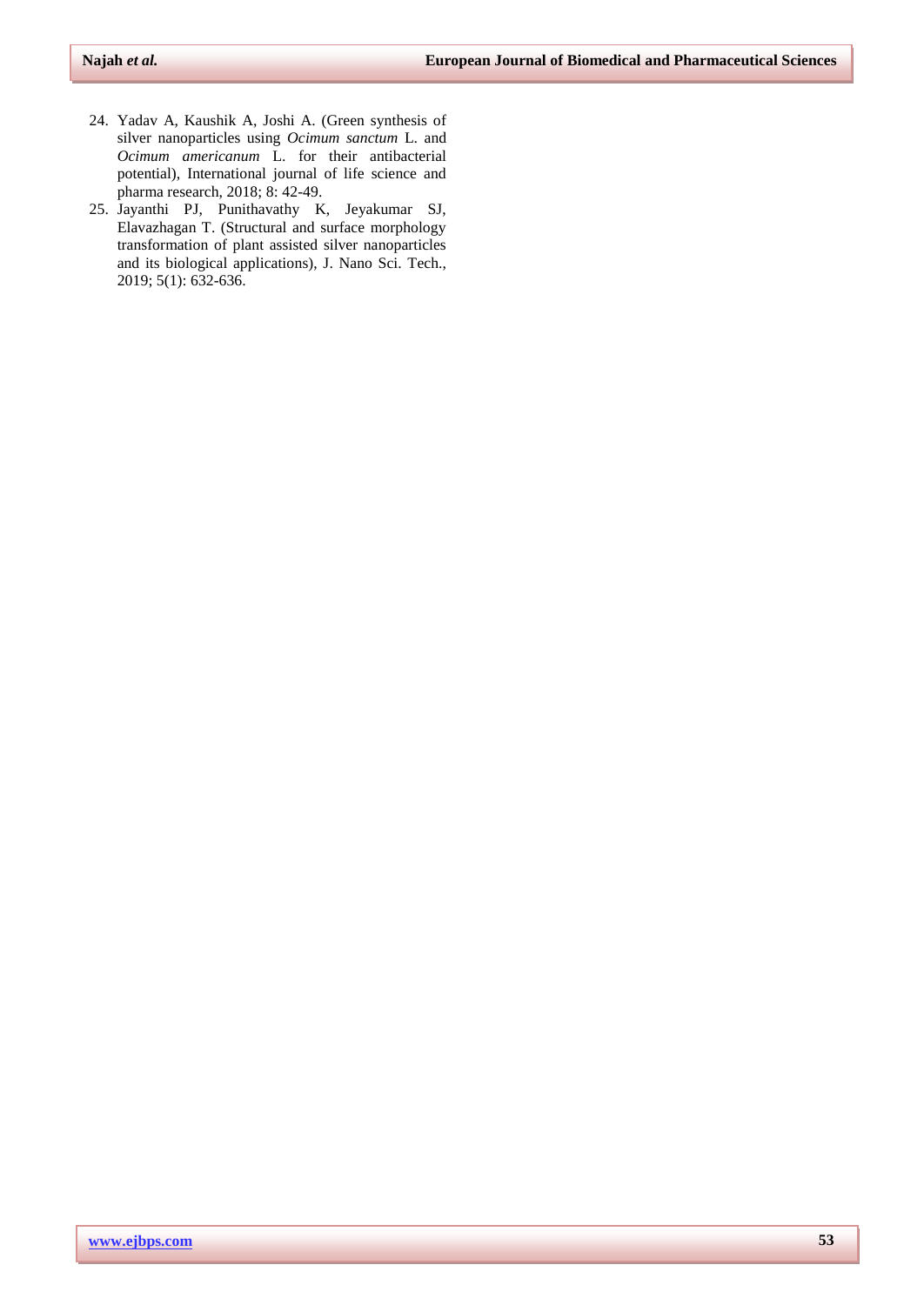24. Yadav A, Kaushik A, Joshi A. (Green synthesis of silver nanoparticles using *Ocimum sanctum* L. and *Ocimum americanum* L. for their antibacterial potential), International journal of life science and pharma research, 2018; 8: 42-49.
25. Jayanthi PJ, Punithavathy K, Jeyakumar SJ, Elavazhagan T. (Structural and surface morphology transformation of plant assisted silver nanoparticles and its biological applications), J. Nano Sci. Tech., 2019; 5(1): 632-636.